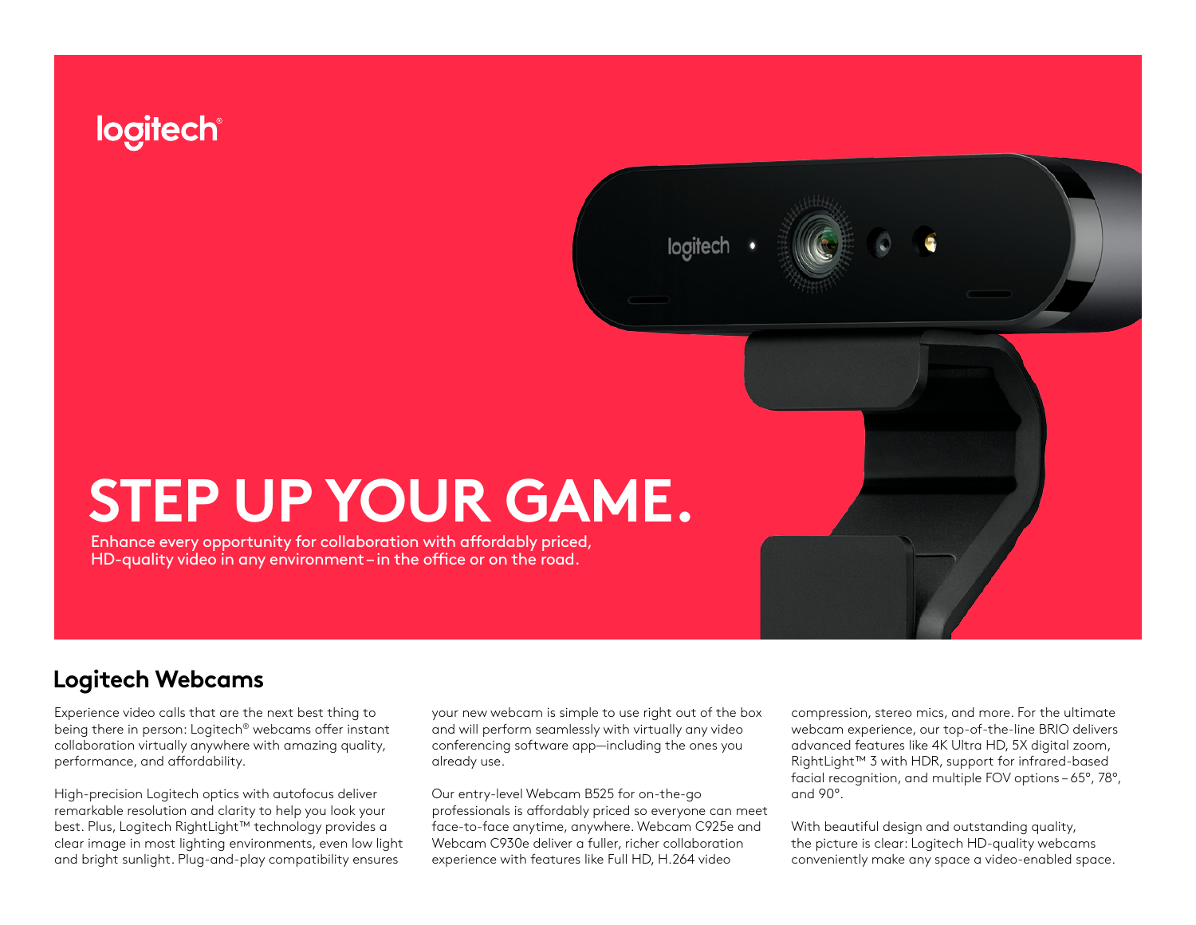logitech

# STEP UP YOUR GAME.

Enhance every opportunity for collaboration with affordably priced, HD-quality video in any environment – in the office or on the road.

## Logitech Webcams

Experience video calls that are the next best thing to being there in person: Logitech® webcams offer instant collaboration virtually anywhere with amazing quality, performance, and affordability.

High-precision Logitech optics with autofocus deliver remarkable resolution and clarity to help you look your best. Plus, Logitech RightLight™ technology provides a clear image in most lighting environments, even low light and bright sunlight. Plug-and-play compatibility ensures your new webcam is simple to use right out of the box and will perform seamlessly with virtually any video conferencing software app—including the ones you already use.

Our entry-level Webcam B525 for on-the-go professionals is affordably priced so everyone can meet face-to-face anytime, anywhere. Webcam C925e and Webcam C930e deliver a fuller, richer collaboration experience with features like Full HD, H.264 video compression, stereo mics, and more. For the ultimate webcam experience, our top-of-the-line BRIO delivers advanced features like 4K Ultra HD, 5X digital zoom, RightLight™ 3 with HDR, support for infrared-based facial recognition, and multiple FOV options – 65°, 78°, and 90°.

With beautiful design and outstanding quality, the picture is clear: Logitech HD-quality webcams conveniently make any space a video-enabled space.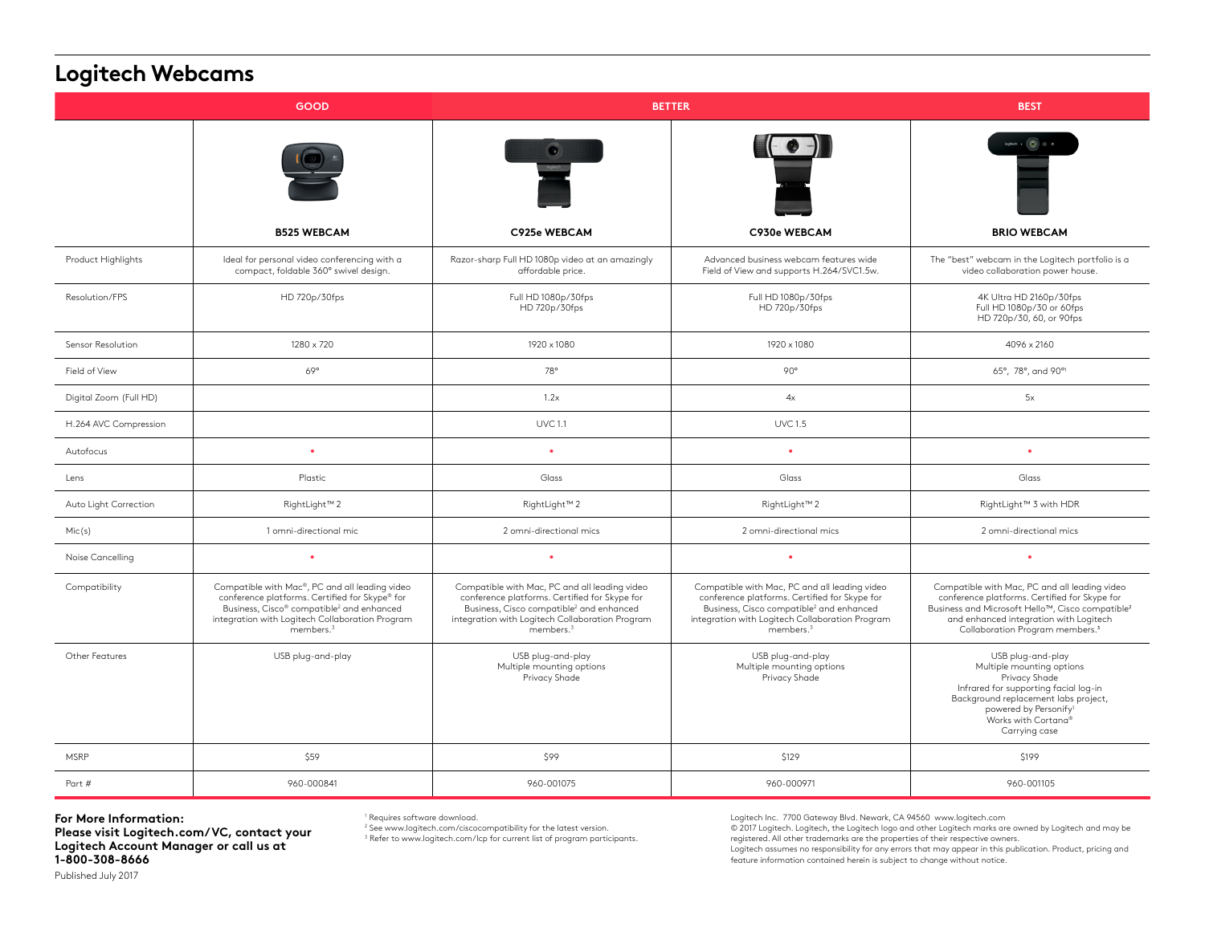# Logitech Webcams

| | GOOD | BETTER | | BEST |
|---|---|---|---|---|
| | B525 WEBCAM | C925e WEBCAM | C930e WEBCAM | BRIO WEBCAM |
| Product Highlights | Ideal for personal video conferencing with a compact, foldable 360° swivel design. | Razor-sharp Full HD 1080p video at an amazingly affordable price. | Advanced business webcam features wide Field of View and supports H.264/SVC1.5w. | The "best" webcam in the Logitech portfolio is a video collaboration power house. |
| Resolution/FPS | HD 720p/30fps | Full HD 1080p/30fps<br>HD 720p/30fps | Full HD 1080p/30fps<br>HD 720p/30fps | 4K Ultra HD 2160p/30fps<br>Full HD 1080p/30 or 60fps<br>HD 720p/30, 60, or 90fps |
| Sensor Resolution | 1280 x 720 | 1920 x 1080 | 1920 x 1080 | 4096 x 2160 |
| Field of View | 69° | 78° | 90° | 65°, 78°, and 90°[1] |
| Digital Zoom (Full HD) | | 1.2x | 4x | 5x |
| H.264 AVC Compression | | UVC 1.1 | UVC 1.5 | |
| Autofocus | • | • | • | • |
| Lens | Plastic | Glass | Glass | Glass |
| Auto Light Correction | RightLight™ 2 | RightLight™ 2 | RightLight™ 2 | RightLight™ 3 with HDR |
| Mic(s) | 1 omni-directional mic | 2 omni-directional mics | 2 omni-directional mics | 2 omni-directional mics |
| Noise Cancelling | • | • | • | • |
| Compatibility | Compatible with Mac®, PC and all leading video conference platforms. Certified for Skype® for Business, Cisco® compatible[2] and enhanced integration with Logitech Collaboration Program members.[3] | Compatible with Mac, PC and all leading video conference platforms. Certified for Skype for Business, Cisco compatible[2] and enhanced integration with Logitech Collaboration Program members.[3] | Compatible with Mac, PC and all leading video conference platforms. Certified for Skype for Business, Cisco compatible[2] and enhanced integration with Logitech Collaboration Program members.[3] | Compatible with Mac, PC and all leading video conference platforms. Certified for Skype for Business and Microsoft Hello™, Cisco compatible[2] and enhanced integration with Logitech Collaboration Program members.[3] |
| Other Features | USB plug-and-play | USB plug-and-play<br>Multiple mounting options<br>Privacy Shade | USB plug-and-play<br>Multiple mounting options<br>Privacy Shade | USB plug-and-play<br>Multiple mounting options<br>Privacy Shade<br>Infrared for supporting facial log-in<br>Background replacement labs project, powered by Personify[1]<br>Works with Cortana®<br>Carrying case |
| MSRP | $59 | $99 | $129 | $199 |
| Part # | 960-000841 | 960-001075 | 960-000971 | 960-001105 |

**For More Information:**
**Please visit Logitech.com/VC, contact your Logitech Account Manager or call us at 1-800-308-8666**

Published July 2017

[1] Requires software download.
[2] See www.logitech.com/ciscocompatibility for the latest version.
[3] Refer to www.logitech.com/lcp for current list of program participants.

Logitech Inc. 7700 Gateway Blvd. Newark, CA 94560 www.logitech.com
© 2017 Logitech. Logitech, the Logitech logo and other Logitech marks are owned by Logitech and may be registered. All other trademarks are the properties of their respective owners.
Logitech assumes no responsibility for any errors that may appear in this publication. Product, pricing and feature information contained herein is subject to change without notice.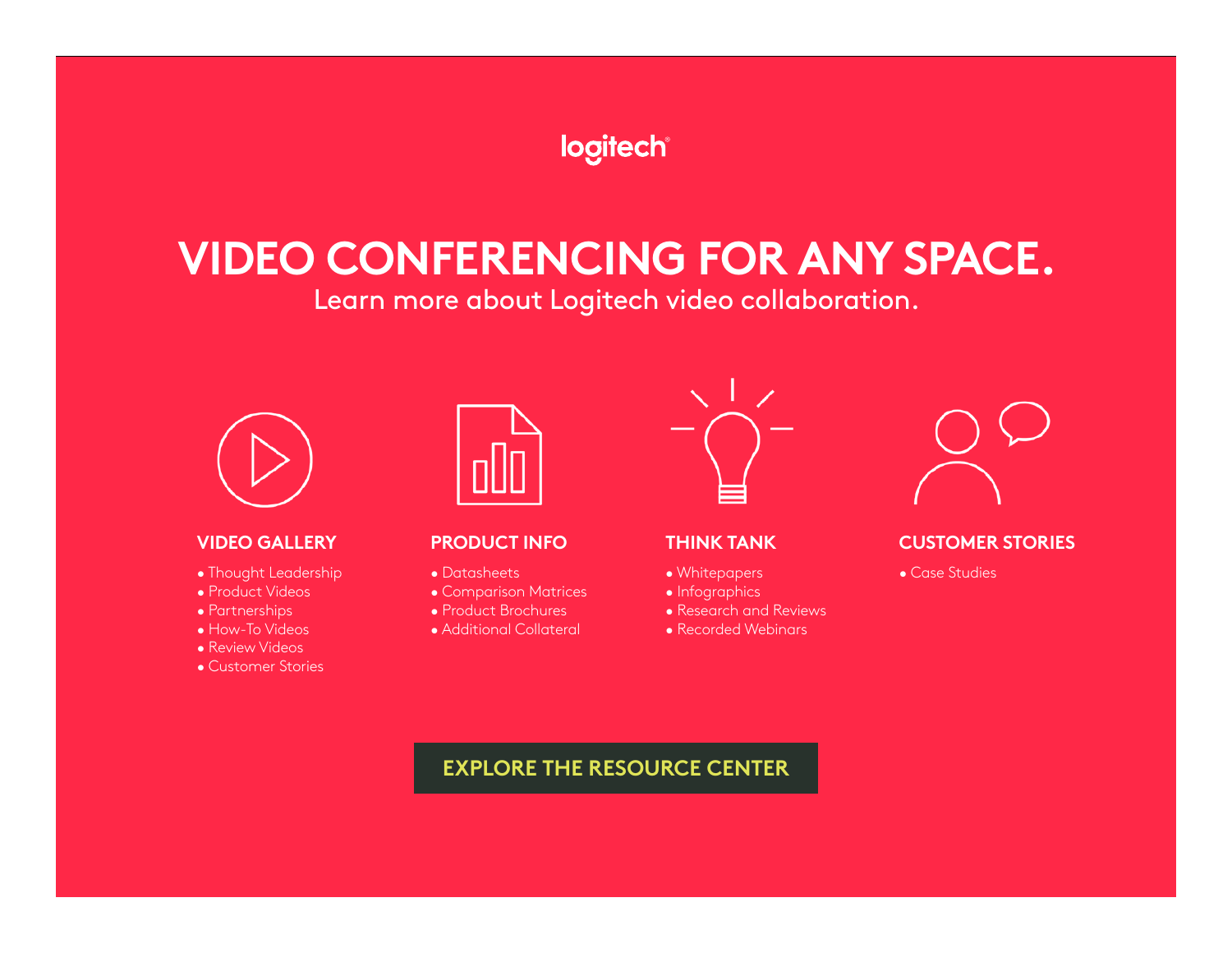logitech

# VIDEO CONFERENCING FOR ANY SPACE.

Learn more about Logitech video collaboration.

## VIDEO GALLERY

- Thought Leadership
- Product Videos
- Partnerships
- How-To Videos
- Review Videos
- Customer Stories

## PRODUCT INFO

- Datasheets
- Comparison Matrices
- Product Brochures
- Additional Collateral

## THINK TANK

- Whitepapers
- Infographics
- Research and Reviews
- Recorded Webinars

## CUSTOMER STORIES

- Case Studies

**EXPLORE THE RESOURCE CENTER**